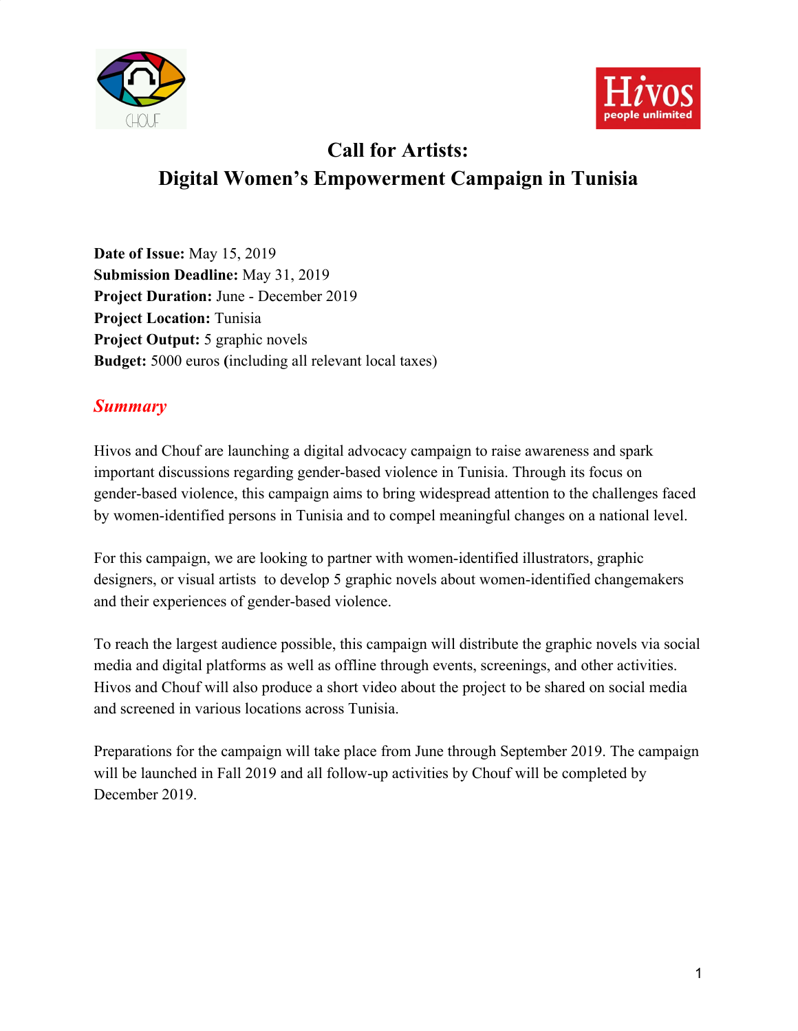# Call for Artists:
# Digital Women's Empowerment Campaign in Tunisia

**Date of Issue:** May 15, 2019
**Submission Deadline:** May 31, 2019
**Project Duration:** June - December 2019
**Project Location:** Tunisia
**Project Output:** 5 graphic novels
**Budget:** 5000 euros **(**including all relevant local taxes)

## *Summary*

Hivos and Chouf are launching a digital advocacy campaign to raise awareness and spark important discussions regarding gender-based violence in Tunisia. Through its focus on gender-based violence, this campaign aims to bring widespread attention to the challenges faced by women-identified persons in Tunisia and to compel meaningful changes on a national level.

For this campaign, we are looking to partner with women-identified illustrators, graphic designers, or visual artists to develop 5 graphic novels about women-identified changemakers and their experiences of gender-based violence.

To reach the largest audience possible, this campaign will distribute the graphic novels via social media and digital platforms as well as offline through events, screenings, and other activities. Hivos and Chouf will also produce a short video about the project to be shared on social media and screened in various locations across Tunisia.

Preparations for the campaign will take place from June through September 2019. The campaign will be launched in Fall 2019 and all follow-up activities by Chouf will be completed by December 2019.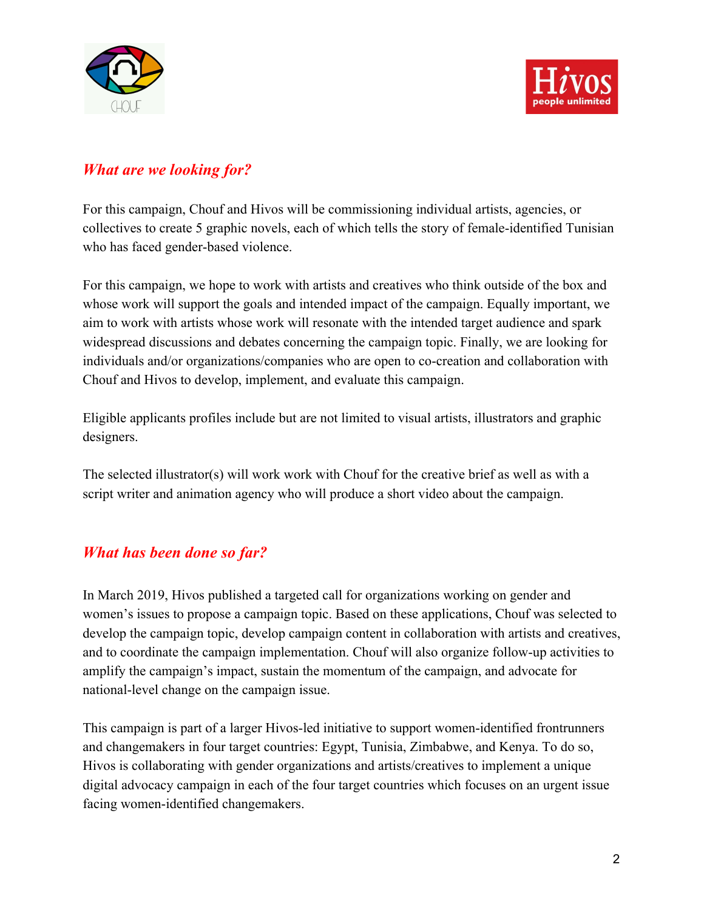## *What are we looking for?*

For this campaign, Chouf and Hivos will be commissioning individual artists, agencies, or collectives to create 5 graphic novels, each of which tells the story of female-identified Tunisian who has faced gender-based violence.

For this campaign, we hope to work with artists and creatives who think outside of the box and whose work will support the goals and intended impact of the campaign. Equally important, we aim to work with artists whose work will resonate with the intended target audience and spark widespread discussions and debates concerning the campaign topic. Finally, we are looking for individuals and/or organizations/companies who are open to co-creation and collaboration with Chouf and Hivos to develop, implement, and evaluate this campaign.

Eligible applicants profiles include but are not limited to visual artists, illustrators and graphic designers.

The selected illustrator(s) will work work with Chouf for the creative brief as well as with a script writer and animation agency who will produce a short video about the campaign.

## *What has been done so far?*

In March 2019, Hivos published a targeted call for organizations working on gender and women's issues to propose a campaign topic. Based on these applications, Chouf was selected to develop the campaign topic, develop campaign content in collaboration with artists and creatives, and to coordinate the campaign implementation. Chouf will also organize follow-up activities to amplify the campaign's impact, sustain the momentum of the campaign, and advocate for national-level change on the campaign issue.

This campaign is part of a larger Hivos-led initiative to support women-identified frontrunners and changemakers in four target countries: Egypt, Tunisia, Zimbabwe, and Kenya. To do so, Hivos is collaborating with gender organizations and artists/creatives to implement a unique digital advocacy campaign in each of the four target countries which focuses on an urgent issue facing women-identified changemakers.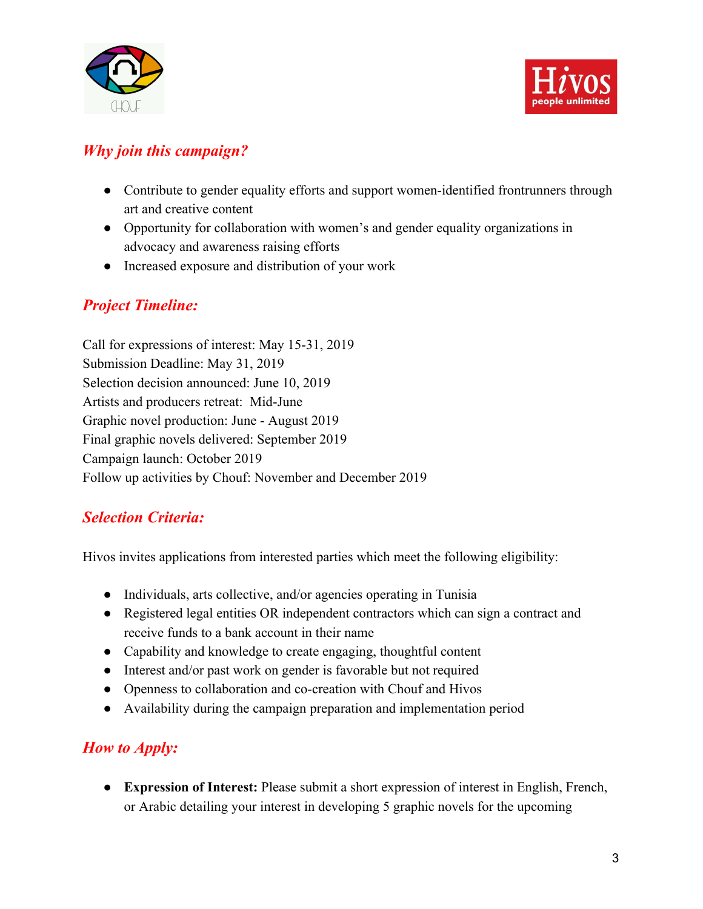## *Why join this campaign?*

- Contribute to gender equality efforts and support women-identified frontrunners through art and creative content
- Opportunity for collaboration with women's and gender equality organizations in advocacy and awareness raising efforts
- Increased exposure and distribution of your work

## *Project Timeline:*

Call for expressions of interest: May 15-31, 2019
Submission Deadline: May 31, 2019
Selection decision announced: June 10, 2019
Artists and producers retreat: Mid-June
Graphic novel production: June - August 2019
Final graphic novels delivered: September 2019
Campaign launch: October 2019
Follow up activities by Chouf: November and December 2019

## *Selection Criteria:*

Hivos invites applications from interested parties which meet the following eligibility:

- Individuals, arts collective, and/or agencies operating in Tunisia
- Registered legal entities OR independent contractors which can sign a contract and receive funds to a bank account in their name
- Capability and knowledge to create engaging, thoughtful content
- Interest and/or past work on gender is favorable but not required
- Openness to collaboration and co-creation with Chouf and Hivos
- Availability during the campaign preparation and implementation period

## *How to Apply:*

- **Expression of Interest:** Please submit a short expression of interest in English, French, or Arabic detailing your interest in developing 5 graphic novels for the upcoming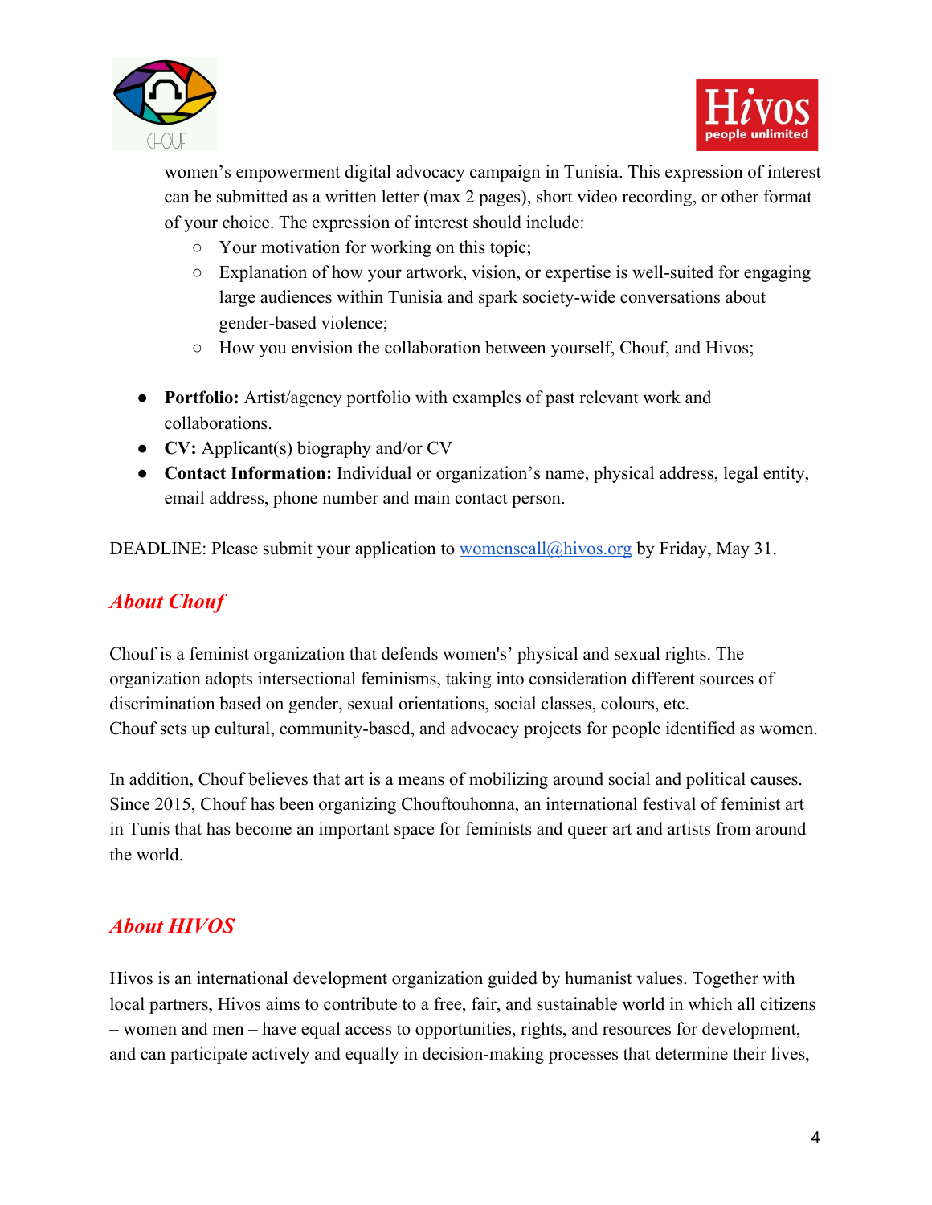women's empowerment digital advocacy campaign in Tunisia. This expression of interest can be submitted as a written letter (max 2 pages), short video recording, or other format of your choice. The expression of interest should include:

  - Your motivation for working on this topic;
  - Explanation of how your artwork, vision, or expertise is well-suited for engaging large audiences within Tunisia and spark society-wide conversations about gender-based violence;
  - How you envision the collaboration between yourself, Chouf, and Hivos;

- **Portfolio:** Artist/agency portfolio with examples of past relevant work and collaborations.
- **CV:** Applicant(s) biography and/or CV
- **Contact Information:** Individual or organization's name, physical address, legal entity, email address, phone number and main contact person.

DEADLINE: Please submit your application to womenscall@hivos.org by Friday, May 31.

## *About Chouf*

Chouf is a feminist organization that defends women's' physical and sexual rights. The organization adopts intersectional feminisms, taking into consideration different sources of discrimination based on gender, sexual orientations, social classes, colours, etc.
Chouf sets up cultural, community-based, and advocacy projects for people identified as women.

In addition, Chouf believes that art is a means of mobilizing around social and political causes. Since 2015, Chouf has been organizing Chouftouhonna, an international festival of feminist art in Tunis that has become an important space for feminists and queer art and artists from around the world.

## *About HIVOS*

Hivos is an international development organization guided by humanist values. Together with local partners, Hivos aims to contribute to a free, fair, and sustainable world in which all citizens – women and men – have equal access to opportunities, rights, and resources for development, and can participate actively and equally in decision-making processes that determine their lives,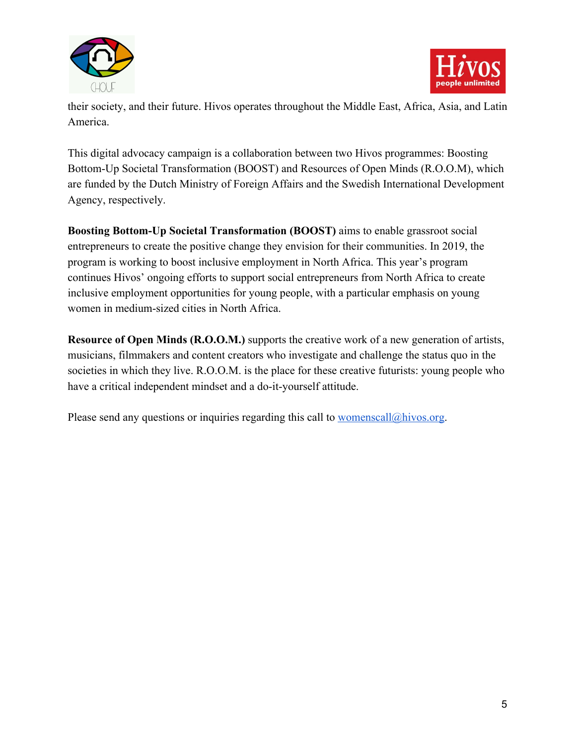their society, and their future. Hivos operates throughout the Middle East, Africa, Asia, and Latin America.

This digital advocacy campaign is a collaboration between two Hivos programmes: Boosting Bottom-Up Societal Transformation (BOOST) and Resources of Open Minds (R.O.O.M), which are funded by the Dutch Ministry of Foreign Affairs and the Swedish International Development Agency, respectively.

**Boosting Bottom-Up Societal Transformation (BOOST)** aims to enable grassroot social entrepreneurs to create the positive change they envision for their communities. In 2019, the program is working to boost inclusive employment in North Africa. This year's program continues Hivos' ongoing efforts to support social entrepreneurs from North Africa to create inclusive employment opportunities for young people, with a particular emphasis on young women in medium-sized cities in North Africa.

**Resource of Open Minds (R.O.O.M.)** supports the creative work of a new generation of artists, musicians, filmmakers and content creators who investigate and challenge the status quo in the societies in which they live. R.O.O.M. is the place for these creative futurists: young people who have a critical independent mindset and a do-it-yourself attitude.

Please send any questions or inquiries regarding this call to [womenscall@hivos.org](mailto:womenscall@hivos.org).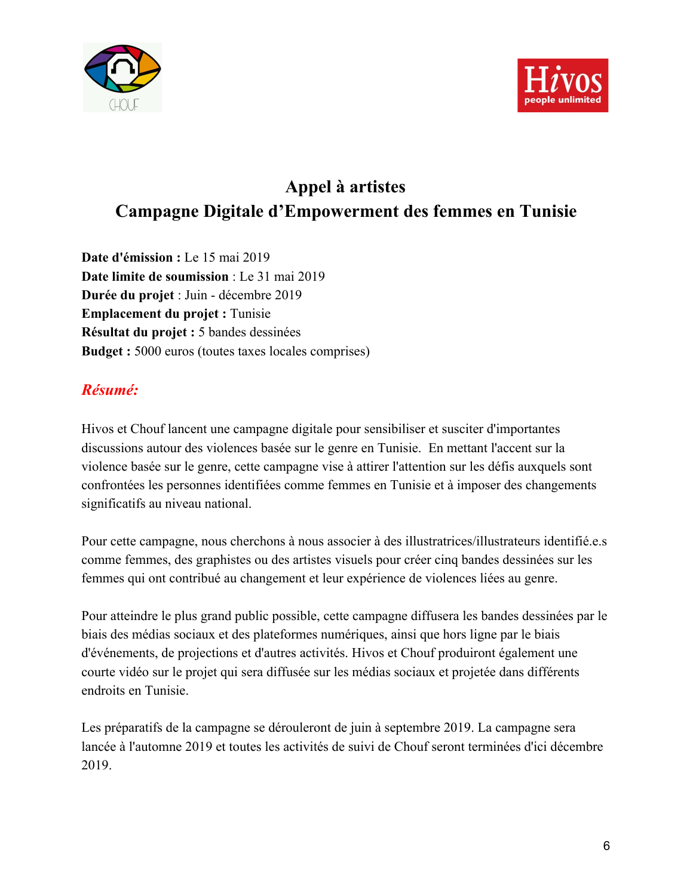# Appel à artistes
# Campagne Digitale d'Empowerment des femmes en Tunisie

**Date d'émission :** Le 15 mai 2019
**Date limite de soumission** : Le 31 mai 2019
**Durée du projet** : Juin - décembre 2019
**Emplacement du projet :** Tunisie
**Résultat du projet :** 5 bandes dessinées
**Budget :** 5000 euros (toutes taxes locales comprises)

## *Résumé:*

Hivos et Chouf lancent une campagne digitale pour sensibiliser et susciter d'importantes discussions autour des violences basée sur le genre en Tunisie. En mettant l'accent sur la violence basée sur le genre, cette campagne vise à attirer l'attention sur les défis auxquels sont confrontées les personnes identifiées comme femmes en Tunisie et à imposer des changements significatifs au niveau national.

Pour cette campagne, nous cherchons à nous associer à des illustratrices/illustrateurs identifié.e.s comme femmes, des graphistes ou des artistes visuels pour créer cinq bandes dessinées sur les femmes qui ont contribué au changement et leur expérience de violences liées au genre.

Pour atteindre le plus grand public possible, cette campagne diffusera les bandes dessinées par le biais des médias sociaux et des plateformes numériques, ainsi que hors ligne par le biais d'événements, de projections et d'autres activités. Hivos et Chouf produiront également une courte vidéo sur le projet qui sera diffusée sur les médias sociaux et projetée dans différents endroits en Tunisie.

Les préparatifs de la campagne se dérouleront de juin à septembre 2019. La campagne sera lancée à l'automne 2019 et toutes les activités de suivi de Chouf seront terminées d'ici décembre 2019.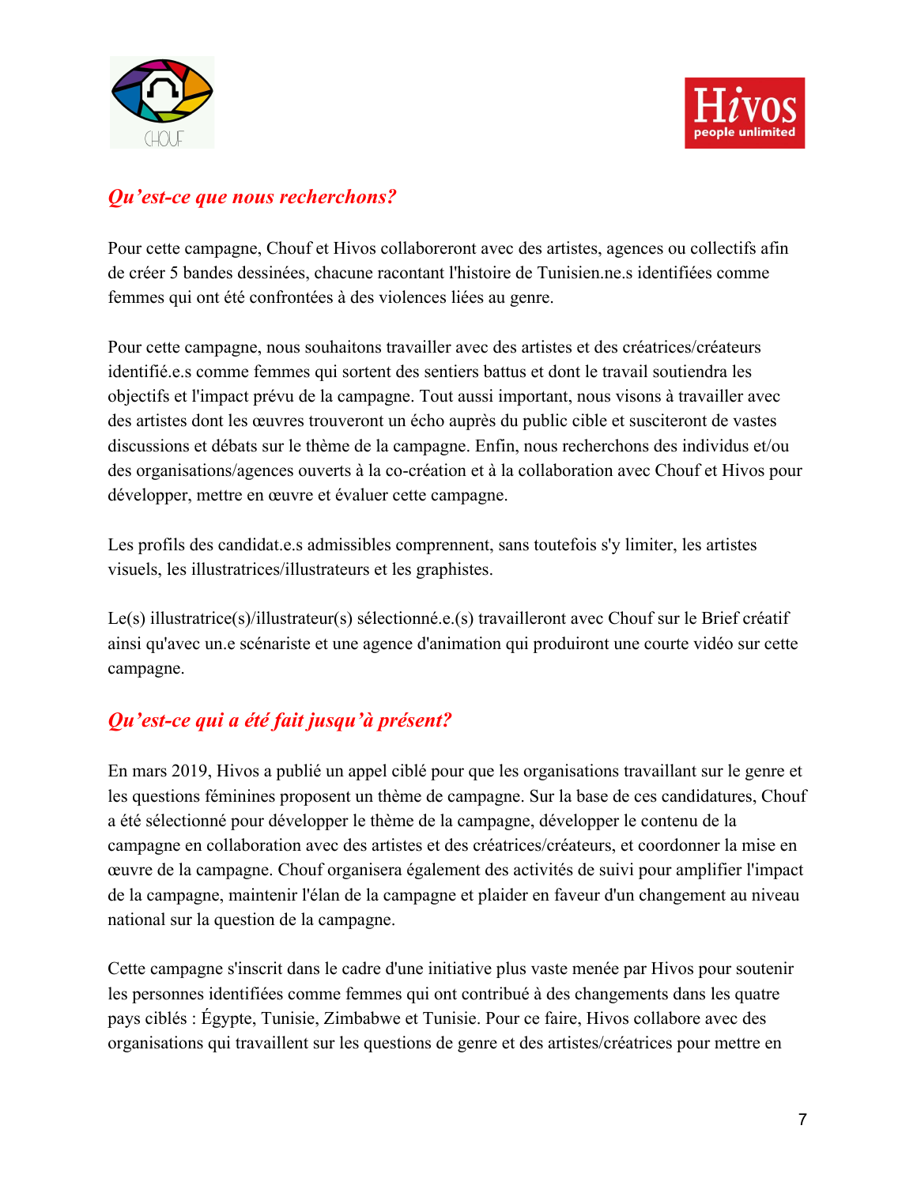## *Qu'est-ce que nous recherchons?*

Pour cette campagne, Chouf et Hivos collaboreront avec des artistes, agences ou collectifs afin de créer 5 bandes dessinées, chacune racontant l'histoire de Tunisien.ne.s identifiées comme femmes qui ont été confrontées à des violences liées au genre.

Pour cette campagne, nous souhaitons travailler avec des artistes et des créatrices/créateurs identifié.e.s comme femmes qui sortent des sentiers battus et dont le travail soutiendra les objectifs et l'impact prévu de la campagne. Tout aussi important, nous visons à travailler avec des artistes dont les œuvres trouveront un écho auprès du public cible et susciteront de vastes discussions et débats sur le thème de la campagne. Enfin, nous recherchons des individus et/ou des organisations/agences ouverts à la co-création et à la collaboration avec Chouf et Hivos pour développer, mettre en œuvre et évaluer cette campagne.

Les profils des candidat.e.s admissibles comprennent, sans toutefois s'y limiter, les artistes visuels, les illustratrices/illustrateurs et les graphistes.

Le(s) illustratrice(s)/illustrateur(s) sélectionné.e.(s) travailleront avec Chouf sur le Brief créatif ainsi qu'avec un.e scénariste et une agence d'animation qui produiront une courte vidéo sur cette campagne.

## *Qu'est-ce qui a été fait jusqu'à présent?*

En mars 2019, Hivos a publié un appel ciblé pour que les organisations travaillant sur le genre et les questions féminines proposent un thème de campagne. Sur la base de ces candidatures, Chouf a été sélectionné pour développer le thème de la campagne, développer le contenu de la campagne en collaboration avec des artistes et des créatrices/créateurs, et coordonner la mise en œuvre de la campagne. Chouf organisera également des activités de suivi pour amplifier l'impact de la campagne, maintenir l'élan de la campagne et plaider en faveur d'un changement au niveau national sur la question de la campagne.

Cette campagne s'inscrit dans le cadre d'une initiative plus vaste menée par Hivos pour soutenir les personnes identifiées comme femmes qui ont contribué à des changements dans les quatre pays ciblés : Égypte, Tunisie, Zimbabwe et Tunisie. Pour ce faire, Hivos collabore avec des organisations qui travaillent sur les questions de genre et des artistes/créatrices pour mettre en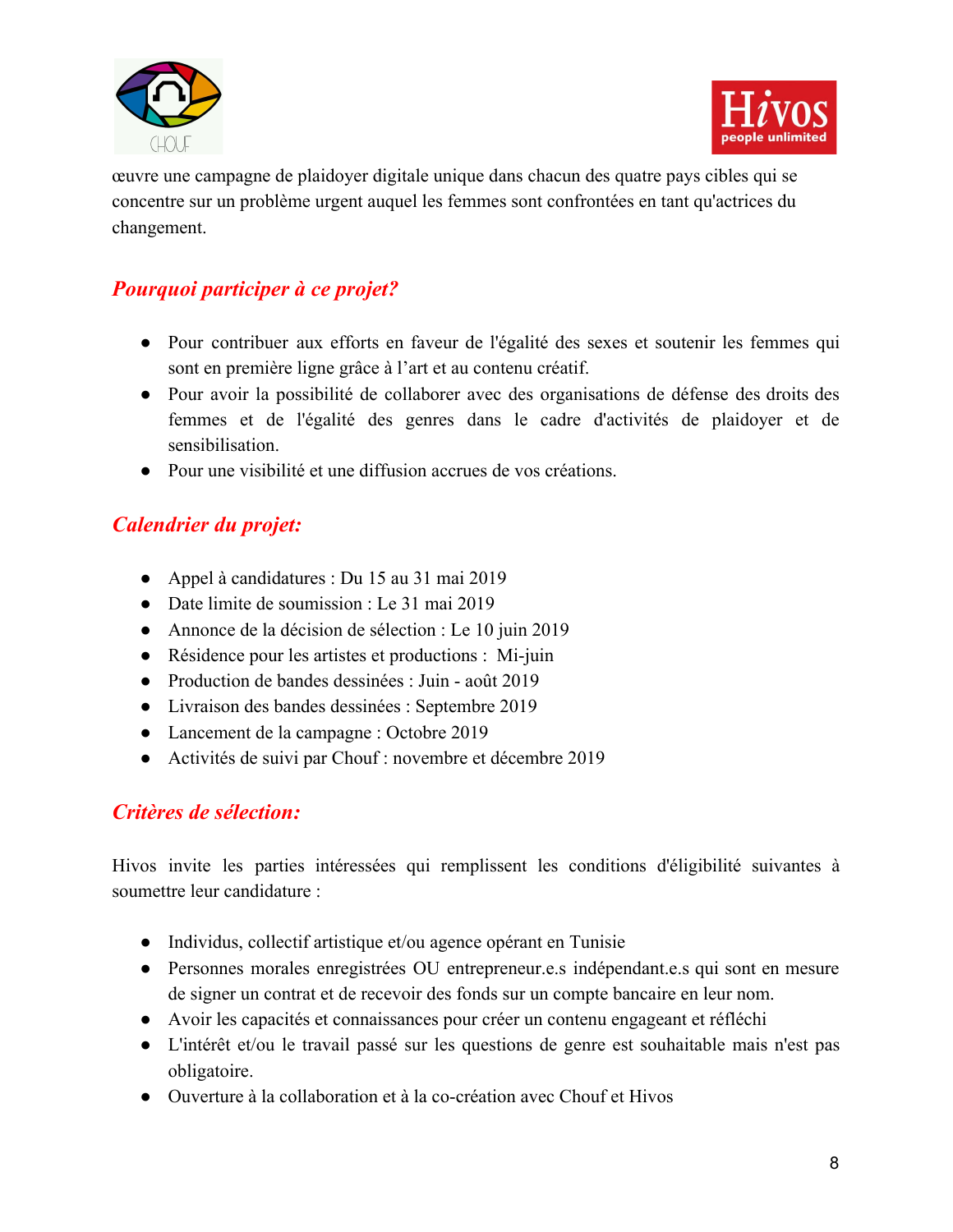œuvre une campagne de plaidoyer digitale unique dans chacun des quatre pays cibles qui se concentre sur un problème urgent auquel les femmes sont confrontées en tant qu'actrices du changement.

## *Pourquoi participer à ce projet?*

- Pour contribuer aux efforts en faveur de l'égalité des sexes et soutenir les femmes qui sont en première ligne grâce à l'art et au contenu créatif.
- Pour avoir la possibilité de collaborer avec des organisations de défense des droits des femmes et de l'égalité des genres dans le cadre d'activités de plaidoyer et de sensibilisation.
- Pour une visibilité et une diffusion accrues de vos créations.

## *Calendrier du projet:*

- Appel à candidatures : Du 15 au 31 mai 2019
- Date limite de soumission : Le 31 mai 2019
- Annonce de la décision de sélection : Le 10 juin 2019
- Résidence pour les artistes et productions : Mi-juin
- Production de bandes dessinées : Juin - août 2019
- Livraison des bandes dessinées : Septembre 2019
- Lancement de la campagne : Octobre 2019
- Activités de suivi par Chouf : novembre et décembre 2019

## *Critères de sélection:*

Hivos invite les parties intéressées qui remplissent les conditions d'éligibilité suivantes à soumettre leur candidature :

- Individus, collectif artistique et/ou agence opérant en Tunisie
- Personnes morales enregistrées OU entrepreneur.e.s indépendant.e.s qui sont en mesure de signer un contrat et de recevoir des fonds sur un compte bancaire en leur nom.
- Avoir les capacités et connaissances pour créer un contenu engageant et réfléchi
- L'intérêt et/ou le travail passé sur les questions de genre est souhaitable mais n'est pas obligatoire.
- Ouverture à la collaboration et à la co-création avec Chouf et Hivos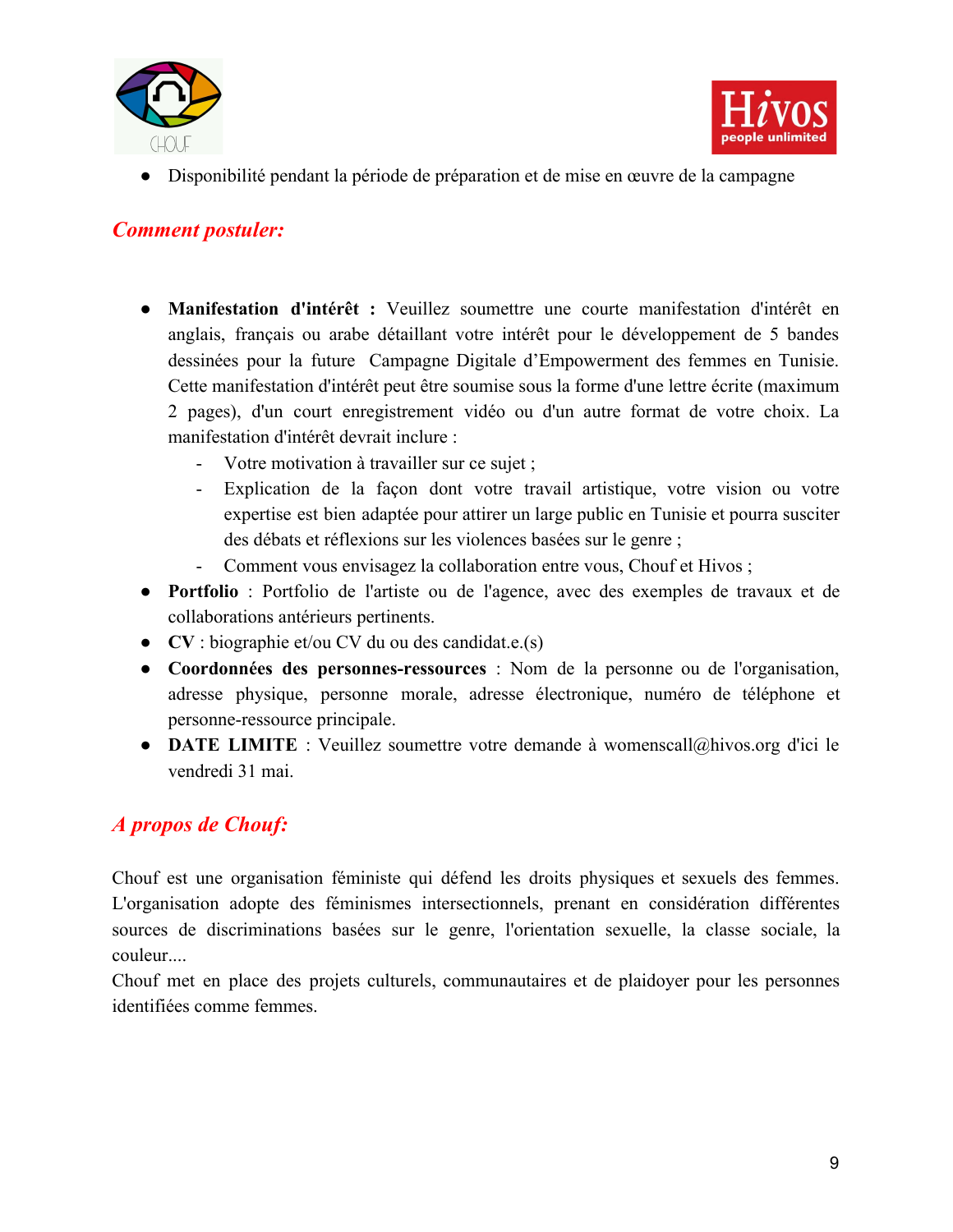- Disponibilité pendant la période de préparation et de mise en œuvre de la campagne

## *Comment postuler:*

- **Manifestation d'intérêt :** Veuillez soumettre une courte manifestation d'intérêt en anglais, français ou arabe détaillant votre intérêt pour le développement de 5 bandes dessinées pour la future Campagne Digitale d'Empowerment des femmes en Tunisie. Cette manifestation d'intérêt peut être soumise sous la forme d'une lettre écrite (maximum 2 pages), d'un court enregistrement vidéo ou d'un autre format de votre choix. La manifestation d'intérêt devrait inclure :
    - Votre motivation à travailler sur ce sujet ;
    - Explication de la façon dont votre travail artistique, votre vision ou votre expertise est bien adaptée pour attirer un large public en Tunisie et pourra susciter des débats et réflexions sur les violences basées sur le genre ;
    - Comment vous envisagez la collaboration entre vous, Chouf et Hivos ;
- **Portfolio** : Portfolio de l'artiste ou de l'agence, avec des exemples de travaux et de collaborations antérieurs pertinents.
- **CV** : biographie et/ou CV du ou des candidat.e.(s)
- **Coordonnées des personnes-ressources** : Nom de la personne ou de l'organisation, adresse physique, personne morale, adresse électronique, numéro de téléphone et personne-ressource principale.
- **DATE LIMITE** : Veuillez soumettre votre demande à womenscall@hivos.org d'ici le vendredi 31 mai.

## *A propos de Chouf:*

Chouf est une organisation féministe qui défend les droits physiques et sexuels des femmes. L'organisation adopte des féminismes intersectionnels, prenant en considération différentes sources de discriminations basées sur le genre, l'orientation sexuelle, la classe sociale, la couleur....
Chouf met en place des projets culturels, communautaires et de plaidoyer pour les personnes identifiées comme femmes.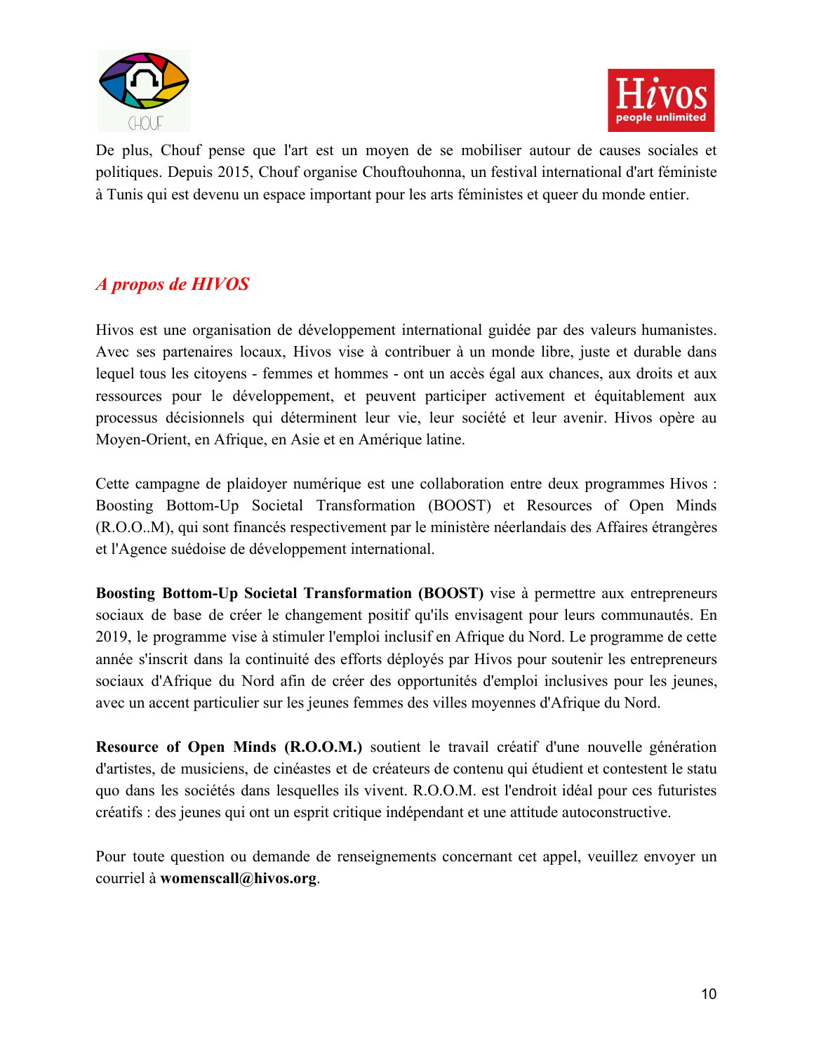De plus, Chouf pense que l'art est un moyen de se mobiliser autour de causes sociales et politiques. Depuis 2015, Chouf organise Chouftouhonna, un festival international d'art féministe à Tunis qui est devenu un espace important pour les arts féministes et queer du monde entier.

## *A propos de HIVOS*

Hivos est une organisation de développement international guidée par des valeurs humanistes. Avec ses partenaires locaux, Hivos vise à contribuer à un monde libre, juste et durable dans lequel tous les citoyens - femmes et hommes - ont un accès égal aux chances, aux droits et aux ressources pour le développement, et peuvent participer activement et équitablement aux processus décisionnels qui déterminent leur vie, leur société et leur avenir. Hivos opère au Moyen-Orient, en Afrique, en Asie et en Amérique latine.

Cette campagne de plaidoyer numérique est une collaboration entre deux programmes Hivos : Boosting Bottom-Up Societal Transformation (BOOST) et Resources of Open Minds (R.O.O..M), qui sont financés respectivement par le ministère néerlandais des Affaires étrangères et l'Agence suédoise de développement international.

**Boosting Bottom-Up Societal Transformation (BOOST)** vise à permettre aux entrepreneurs sociaux de base de créer le changement positif qu'ils envisagent pour leurs communautés. En 2019, le programme vise à stimuler l'emploi inclusif en Afrique du Nord. Le programme de cette année s'inscrit dans la continuité des efforts déployés par Hivos pour soutenir les entrepreneurs sociaux d'Afrique du Nord afin de créer des opportunités d'emploi inclusives pour les jeunes, avec un accent particulier sur les jeunes femmes des villes moyennes d'Afrique du Nord.

**Resource of Open Minds (R.O.O.M.)** soutient le travail créatif d'une nouvelle génération d'artistes, de musiciens, de cinéastes et de créateurs de contenu qui étudient et contestent le statu quo dans les sociétés dans lesquelles ils vivent. R.O.O.M. est l'endroit idéal pour ces futuristes créatifs : des jeunes qui ont un esprit critique indépendant et une attitude autoconstructive.

Pour toute question ou demande de renseignements concernant cet appel, veuillez envoyer un courriel à **womenscall@hivos.org**.